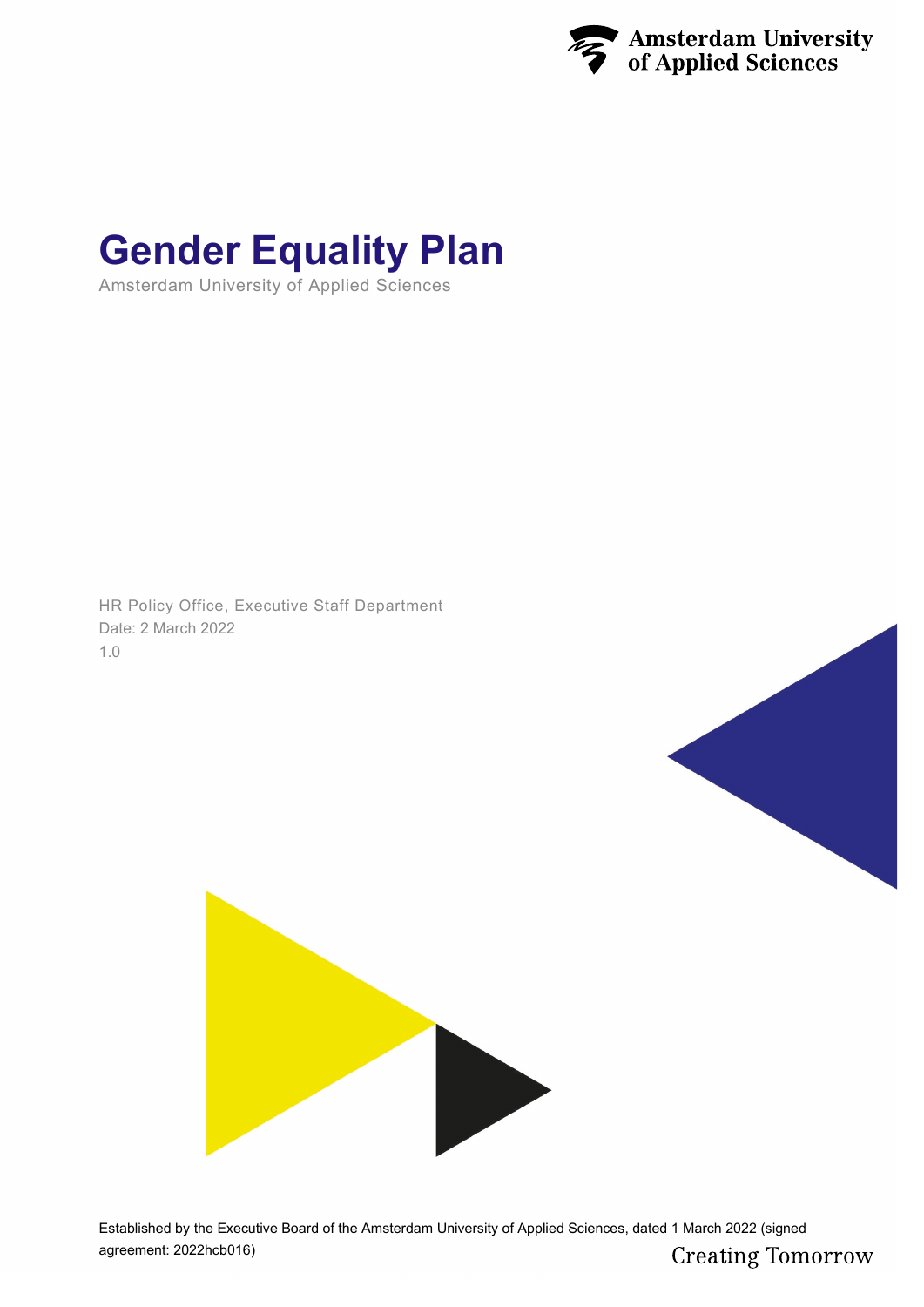Amsterdam University of Applied Sciences

# Gender Equality Plan

Amsterdam University of Applied Sciences

HR Policy Office, Executive Staff Department
Date: 2 March 2022
1.0

Established by the Executive Board of the Amsterdam University of Applied Sciences, dated 1 March 2022 (signed agreement: 2022hcb016)

Creating Tomorrow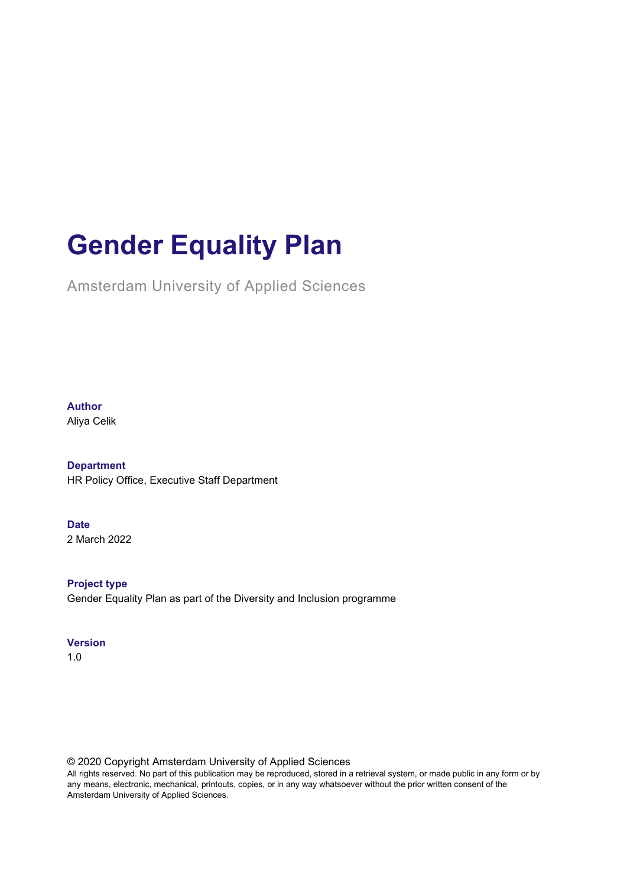# Gender Equality Plan

Amsterdam University of Applied Sciences

**Author**
Aliya Celik

**Department**
HR Policy Office, Executive Staff Department

**Date**
2 March 2022

**Project type**
Gender Equality Plan as part of the Diversity and Inclusion programme

**Version**
1.0

© 2020 Copyright Amsterdam University of Applied Sciences
All rights reserved. No part of this publication may be reproduced, stored in a retrieval system, or made public in any form or by any means, electronic, mechanical, printouts, copies, or in any way whatsoever without the prior written consent of the Amsterdam University of Applied Sciences.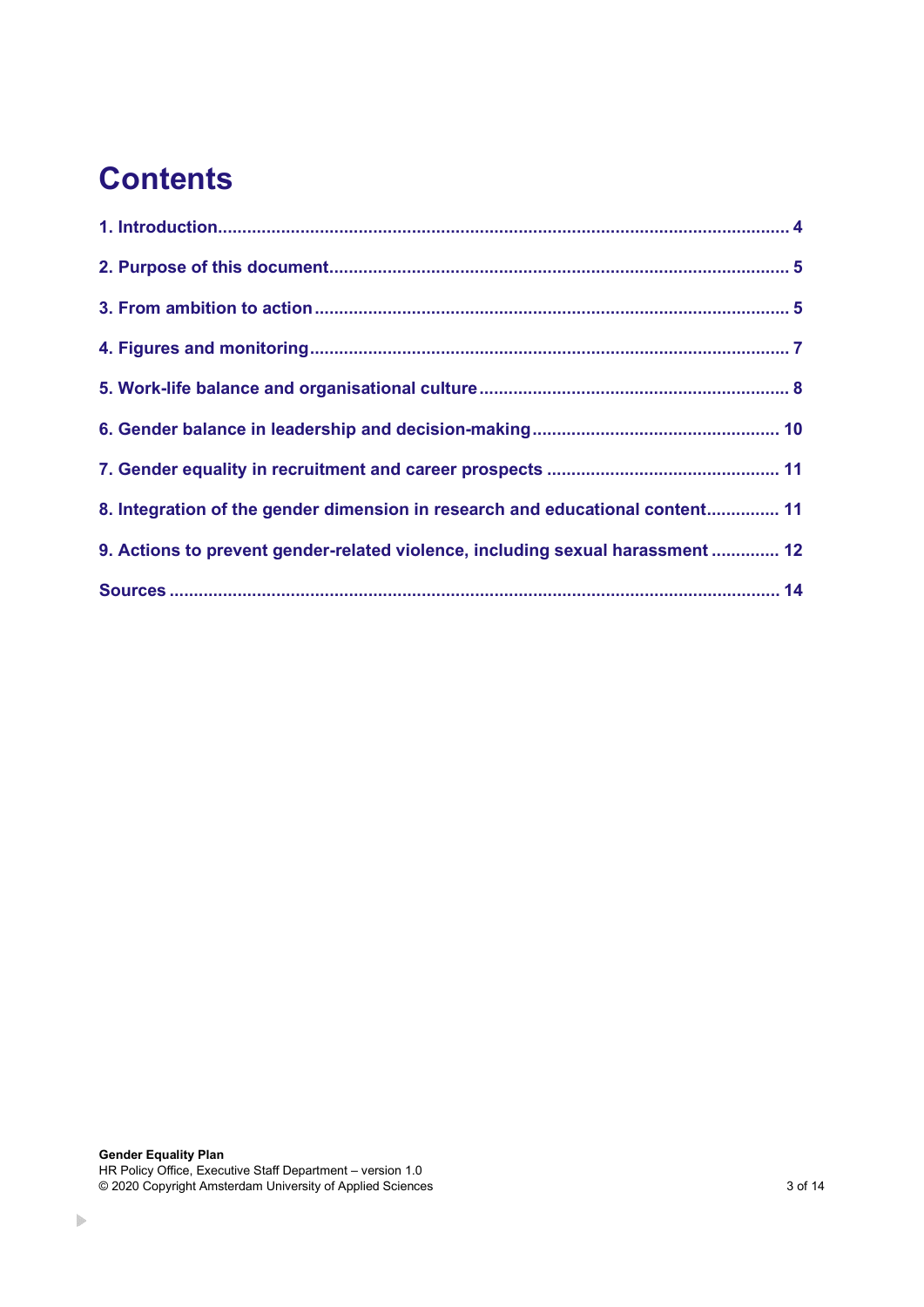# Contents

1. Introduction ..... 4

2. Purpose of this document ..... 5

3. From ambition to action ..... 5

4. Figures and monitoring ..... 7

5. Work-life balance and organisational culture ..... 8

6. Gender balance in leadership and decision-making ..... 10

7. Gender equality in recruitment and career prospects ..... 11

8. Integration of the gender dimension in research and educational content ..... 11

9. Actions to prevent gender-related violence, including sexual harassment ..... 12

Sources ..... 14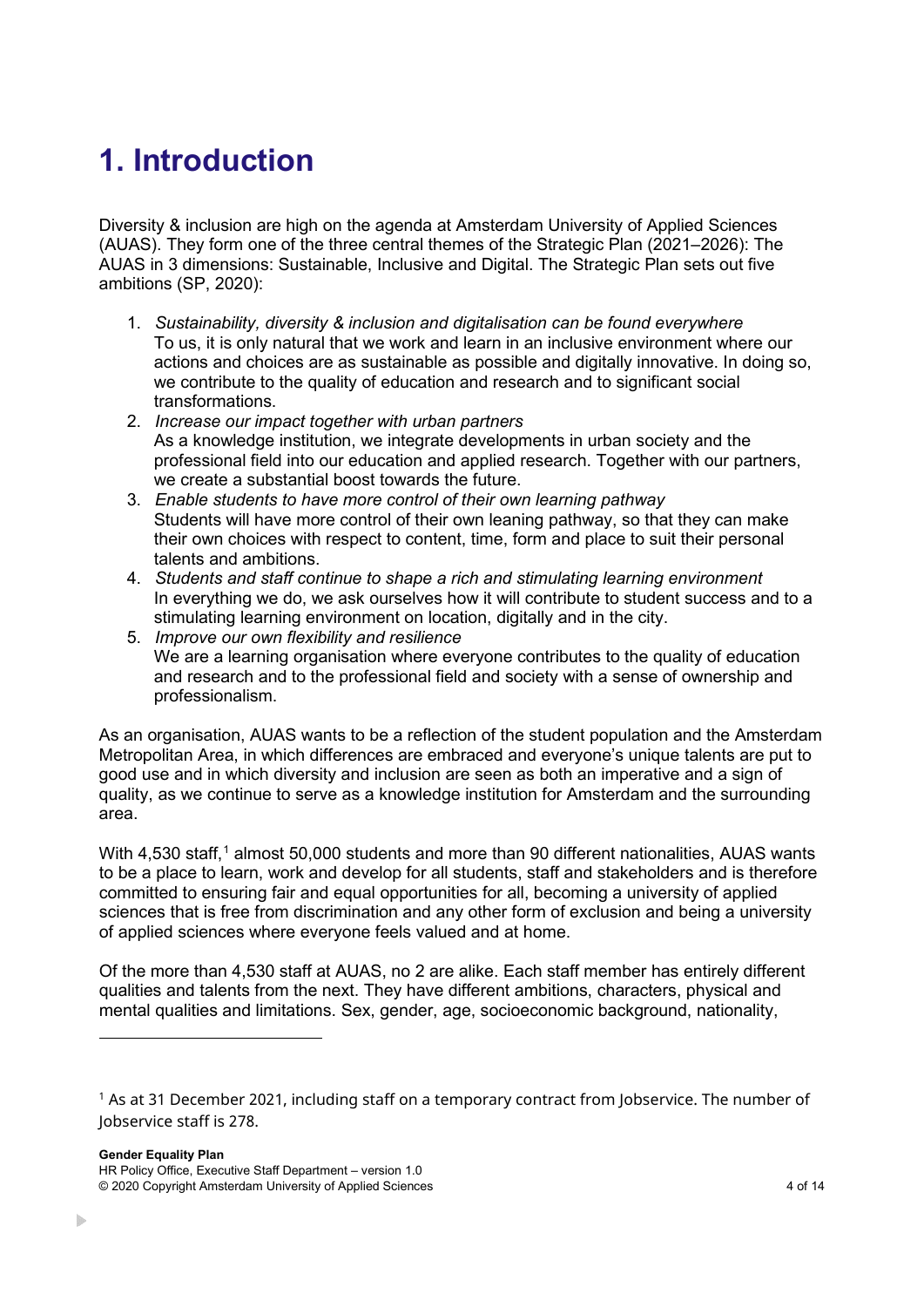# 1. Introduction

Diversity & inclusion are high on the agenda at Amsterdam University of Applied Sciences (AUAS). They form one of the three central themes of the Strategic Plan (2021–2026): The AUAS in 3 dimensions: Sustainable, Inclusive and Digital. The Strategic Plan sets out five ambitions (SP, 2020):

1. *Sustainability, diversity & inclusion and digitalisation can be found everywhere*
   To us, it is only natural that we work and learn in an inclusive environment where our actions and choices are as sustainable as possible and digitally innovative. In doing so, we contribute to the quality of education and research and to significant social transformations.
2. *Increase our impact together with urban partners*
   As a knowledge institution, we integrate developments in urban society and the professional field into our education and applied research. Together with our partners, we create a substantial boost towards the future.
3. *Enable students to have more control of their own learning pathway*
   Students will have more control of their own leaning pathway, so that they can make their own choices with respect to content, time, form and place to suit their personal talents and ambitions.
4. *Students and staff continue to shape a rich and stimulating learning environment*
   In everything we do, we ask ourselves how it will contribute to student success and to a stimulating learning environment on location, digitally and in the city.
5. *Improve our own flexibility and resilience*
   We are a learning organisation where everyone contributes to the quality of education and research and to the professional field and society with a sense of ownership and professionalism.

As an organisation, AUAS wants to be a reflection of the student population and the Amsterdam Metropolitan Area, in which differences are embraced and everyone's unique talents are put to good use and in which diversity and inclusion are seen as both an imperative and a sign of quality, as we continue to serve as a knowledge institution for Amsterdam and the surrounding area.

With 4,530 staff,[1] almost 50,000 students and more than 90 different nationalities, AUAS wants to be a place to learn, work and develop for all students, staff and stakeholders and is therefore committed to ensuring fair and equal opportunities for all, becoming a university of applied sciences that is free from discrimination and any other form of exclusion and being a university of applied sciences where everyone feels valued and at home.

Of the more than 4,530 staff at AUAS, no 2 are alike. Each staff member has entirely different qualities and talents from the next. They have different ambitions, characters, physical and mental qualities and limitations. Sex, gender, age, socioeconomic background, nationality,

[1] As at 31 December 2021, including staff on a temporary contract from Jobservice. The number of Jobservice staff is 278.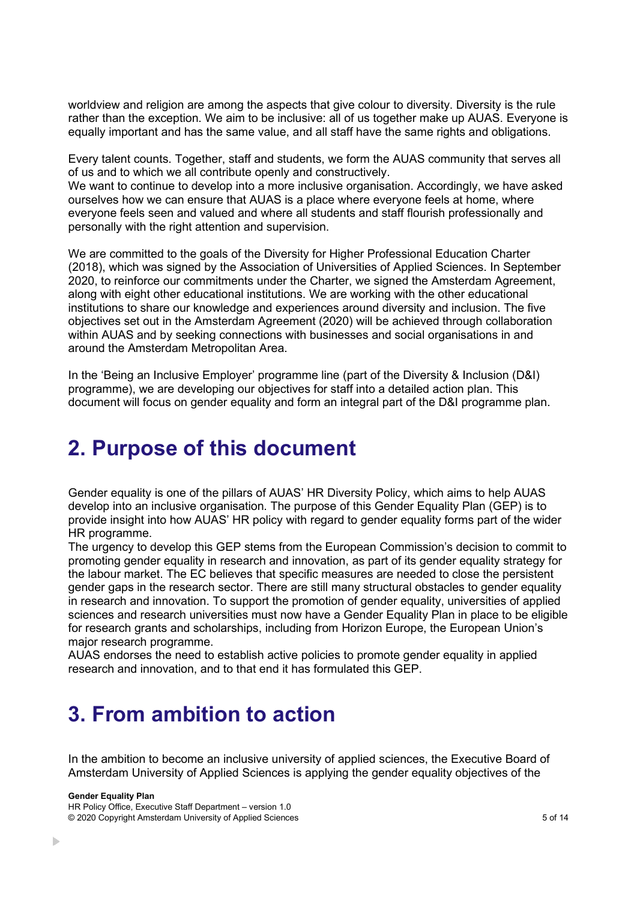worldview and religion are among the aspects that give colour to diversity. Diversity is the rule rather than the exception. We aim to be inclusive: all of us together make up AUAS. Everyone is equally important and has the same value, and all staff have the same rights and obligations.

Every talent counts. Together, staff and students, we form the AUAS community that serves all of us and to which we all contribute openly and constructively.
We want to continue to develop into a more inclusive organisation. Accordingly, we have asked ourselves how we can ensure that AUAS is a place where everyone feels at home, where everyone feels seen and valued and where all students and staff flourish professionally and personally with the right attention and supervision.

We are committed to the goals of the Diversity for Higher Professional Education Charter (2018), which was signed by the Association of Universities of Applied Sciences. In September 2020, to reinforce our commitments under the Charter, we signed the Amsterdam Agreement, along with eight other educational institutions. We are working with the other educational institutions to share our knowledge and experiences around diversity and inclusion. The five objectives set out in the Amsterdam Agreement (2020) will be achieved through collaboration within AUAS and by seeking connections with businesses and social organisations in and around the Amsterdam Metropolitan Area.

In the 'Being an Inclusive Employer' programme line (part of the Diversity & Inclusion (D&I) programme), we are developing our objectives for staff into a detailed action plan. This document will focus on gender equality and form an integral part of the D&I programme plan.

# 2. Purpose of this document

Gender equality is one of the pillars of AUAS' HR Diversity Policy, which aims to help AUAS develop into an inclusive organisation. The purpose of this Gender Equality Plan (GEP) is to provide insight into how AUAS' HR policy with regard to gender equality forms part of the wider HR programme.
The urgency to develop this GEP stems from the European Commission's decision to commit to promoting gender equality in research and innovation, as part of its gender equality strategy for the labour market. The EC believes that specific measures are needed to close the persistent gender gaps in the research sector. There are still many structural obstacles to gender equality in research and innovation. To support the promotion of gender equality, universities of applied sciences and research universities must now have a Gender Equality Plan in place to be eligible for research grants and scholarships, including from Horizon Europe, the European Union's major research programme.
AUAS endorses the need to establish active policies to promote gender equality in applied research and innovation, and to that end it has formulated this GEP.

# 3. From ambition to action

In the ambition to become an inclusive university of applied sciences, the Executive Board of Amsterdam University of Applied Sciences is applying the gender equality objectives of the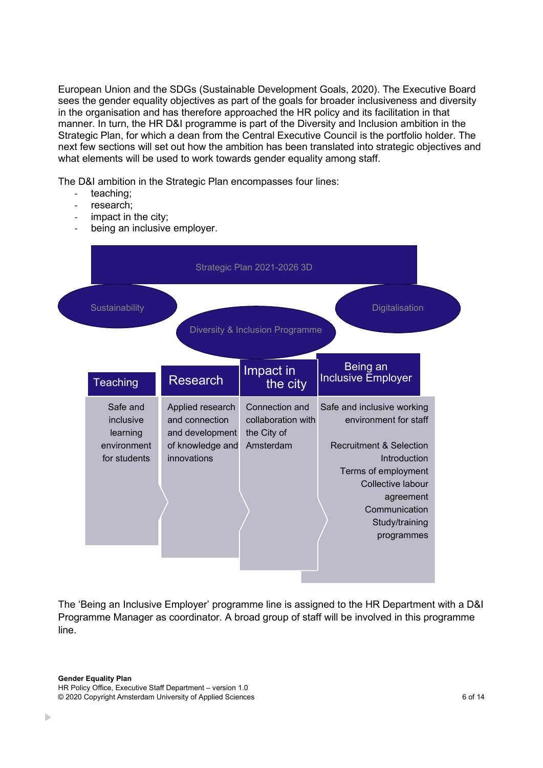European Union and the SDGs (Sustainable Development Goals, 2020). The Executive Board sees the gender equality objectives as part of the goals for broader inclusiveness and diversity in the organisation and has therefore approached the HR policy and its facilitation in that manner. In turn, the HR D&I programme is part of the Diversity and Inclusion ambition in the Strategic Plan, for which a dean from the Central Executive Council is the portfolio holder. The next few sections will set out how the ambition has been translated into strategic objectives and what elements will be used to work towards gender equality among staff.

The D&I ambition in the Strategic Plan encompasses four lines:

- teaching;
- research;
- impact in the city;
- being an inclusive employer.

Strategic Plan 2021-2026 3D

Sustainability

Diversity & Inclusion Programme

Digitalisation

Teaching

Safe and inclusive learning environment for students

Research

Applied research and connection and development of knowledge and innovations

Impact in the city

Connection and collaboration with the City of Amsterdam

Being an Inclusive Employer

Safe and inclusive working environment for staff

Recruitment & Selection
Introduction
Terms of employment
Collective labour agreement
Communication
Study/training programmes

The 'Being an Inclusive Employer' programme line is assigned to the HR Department with a D&I Programme Manager as coordinator. A broad group of staff will be involved in this programme line.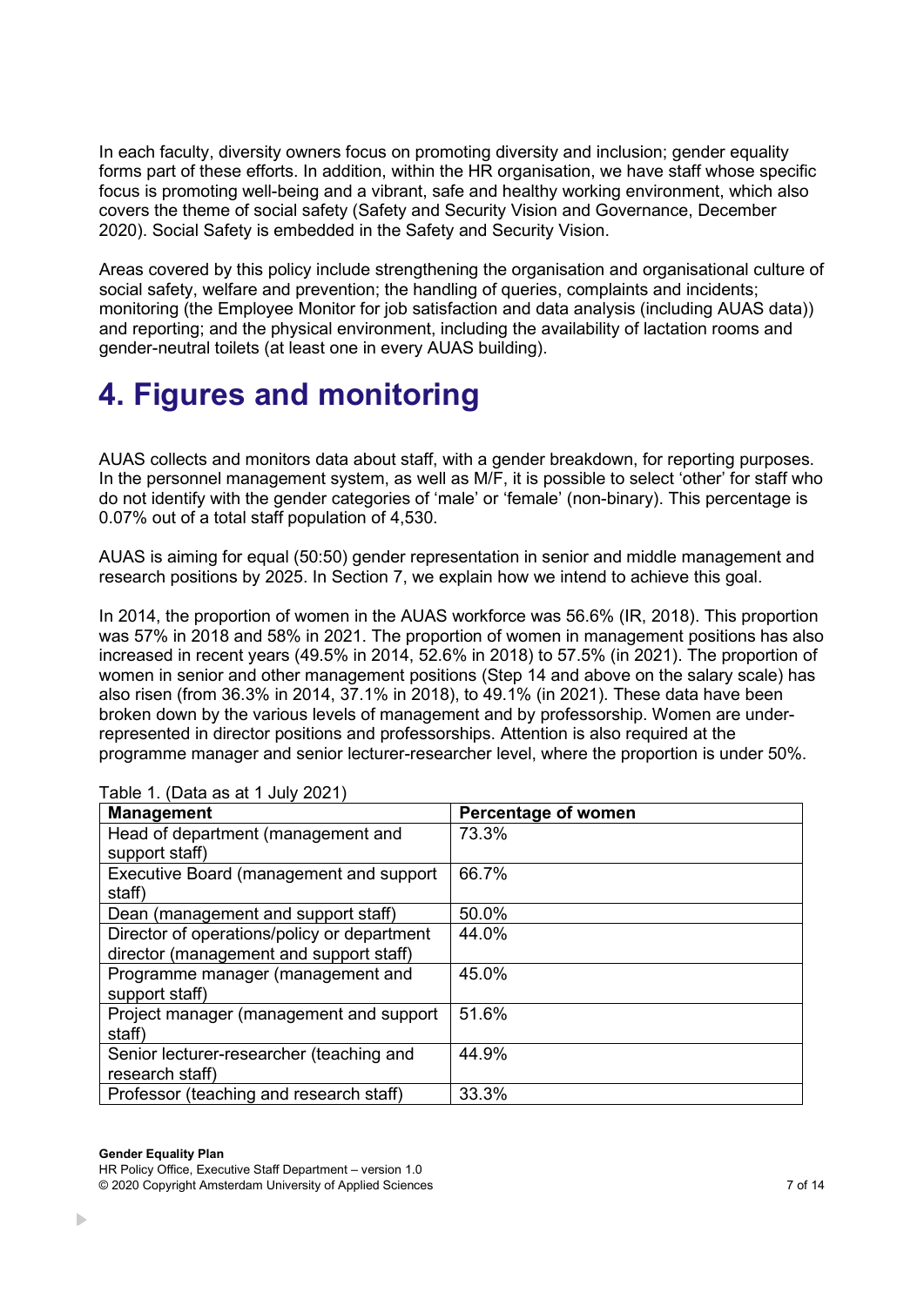In each faculty, diversity owners focus on promoting diversity and inclusion; gender equality forms part of these efforts. In addition, within the HR organisation, we have staff whose specific focus is promoting well-being and a vibrant, safe and healthy working environment, which also covers the theme of social safety (Safety and Security Vision and Governance, December 2020). Social Safety is embedded in the Safety and Security Vision.

Areas covered by this policy include strengthening the organisation and organisational culture of social safety, welfare and prevention; the handling of queries, complaints and incidents; monitoring (the Employee Monitor for job satisfaction and data analysis (including AUAS data)) and reporting; and the physical environment, including the availability of lactation rooms and gender-neutral toilets (at least one in every AUAS building).

# 4. Figures and monitoring

AUAS collects and monitors data about staff, with a gender breakdown, for reporting purposes. In the personnel management system, as well as M/F, it is possible to select 'other' for staff who do not identify with the gender categories of 'male' or 'female' (non-binary). This percentage is 0.07% out of a total staff population of 4,530.

AUAS is aiming for equal (50:50) gender representation in senior and middle management and research positions by 2025. In Section 7, we explain how we intend to achieve this goal.

In 2014, the proportion of women in the AUAS workforce was 56.6% (IR, 2018). This proportion was 57% in 2018 and 58% in 2021. The proportion of women in management positions has also increased in recent years (49.5% in 2014, 52.6% in 2018) to 57.5% (in 2021). The proportion of women in senior and other management positions (Step 14 and above on the salary scale) has also risen (from 36.3% in 2014, 37.1% in 2018), to 49.1% (in 2021). These data have been broken down by the various levels of management and by professorship. Women are under-represented in director positions and professorships. Attention is also required at the programme manager and senior lecturer-researcher level, where the proportion is under 50%.

Table 1. (Data as at 1 July 2021)

| Management | Percentage of women |
|---|---|
| Head of department (management and support staff) | 73.3% |
| Executive Board (management and support staff) | 66.7% |
| Dean (management and support staff) | 50.0% |
| Director of operations/policy or department director (management and support staff) | 44.0% |
| Programme manager (management and support staff) | 45.0% |
| Project manager (management and support staff) | 51.6% |
| Senior lecturer-researcher (teaching and research staff) | 44.9% |
| Professor (teaching and research staff) | 33.3% |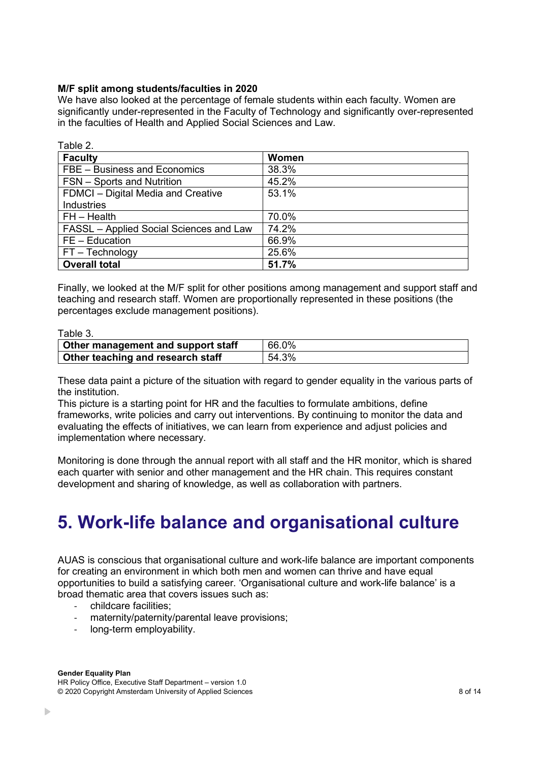**M/F split among students/faculties in 2020**

We have also looked at the percentage of female students within each faculty. Women are significantly under-represented in the Faculty of Technology and significantly over-represented in the faculties of Health and Applied Social Sciences and Law.

Table 2.

| Faculty | Women |
|---|---|
| FBE – Business and Economics | 38.3% |
| FSN – Sports and Nutrition | 45.2% |
| FDMCI – Digital Media and Creative Industries | 53.1% |
| FH – Health | 70.0% |
| FASSL – Applied Social Sciences and Law | 74.2% |
| FE – Education | 66.9% |
| FT – Technology | 25.6% |
| **Overall total** | **51.7%** |

Finally, we looked at the M/F split for other positions among management and support staff and teaching and research staff. Women are proportionally represented in these positions (the percentages exclude management positions).

Table 3.

| | |
|---|---|
| **Other management and support staff** | 66.0% |
| **Other teaching and research staff** | 54.3% |

These data paint a picture of the situation with regard to gender equality in the various parts of the institution.

This picture is a starting point for HR and the faculties to formulate ambitions, define frameworks, write policies and carry out interventions. By continuing to monitor the data and evaluating the effects of initiatives, we can learn from experience and adjust policies and implementation where necessary.

Monitoring is done through the annual report with all staff and the HR monitor, which is shared each quarter with senior and other management and the HR chain. This requires constant development and sharing of knowledge, as well as collaboration with partners.

# 5. Work-life balance and organisational culture

AUAS is conscious that organisational culture and work-life balance are important components for creating an environment in which both men and women can thrive and have equal opportunities to build a satisfying career. 'Organisational culture and work-life balance' is a broad thematic area that covers issues such as:

- childcare facilities;
- maternity/paternity/parental leave provisions;
- long-term employability.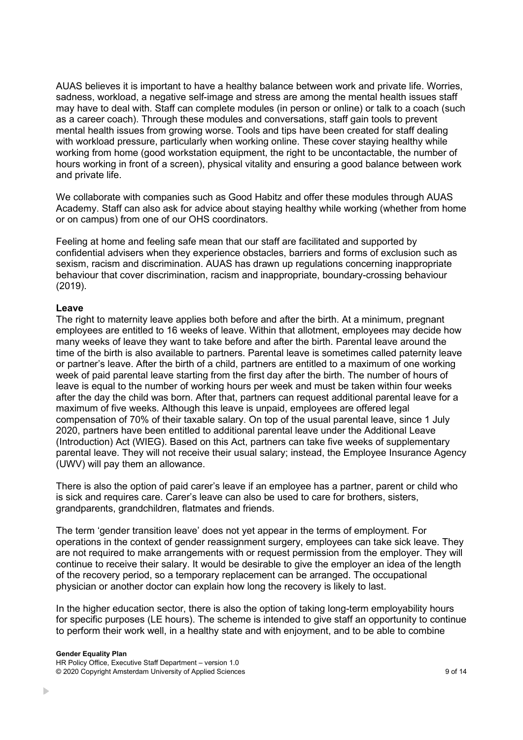AUAS believes it is important to have a healthy balance between work and private life. Worries, sadness, workload, a negative self-image and stress are among the mental health issues staff may have to deal with. Staff can complete modules (in person or online) or talk to a coach (such as a career coach). Through these modules and conversations, staff gain tools to prevent mental health issues from growing worse. Tools and tips have been created for staff dealing with workload pressure, particularly when working online. These cover staying healthy while working from home (good workstation equipment, the right to be uncontactable, the number of hours working in front of a screen), physical vitality and ensuring a good balance between work and private life.

We collaborate with companies such as Good Habitz and offer these modules through AUAS Academy. Staff can also ask for advice about staying healthy while working (whether from home or on campus) from one of our OHS coordinators.

Feeling at home and feeling safe mean that our staff are facilitated and supported by confidential advisers when they experience obstacles, barriers and forms of exclusion such as sexism, racism and discrimination. AUAS has drawn up regulations concerning inappropriate behaviour that cover discrimination, racism and inappropriate, boundary-crossing behaviour (2019).

**Leave**

The right to maternity leave applies both before and after the birth. At a minimum, pregnant employees are entitled to 16 weeks of leave. Within that allotment, employees may decide how many weeks of leave they want to take before and after the birth. Parental leave around the time of the birth is also available to partners. Parental leave is sometimes called paternity leave or partner's leave. After the birth of a child, partners are entitled to a maximum of one working week of paid parental leave starting from the first day after the birth. The number of hours of leave is equal to the number of working hours per week and must be taken within four weeks after the day the child was born. After that, partners can request additional parental leave for a maximum of five weeks. Although this leave is unpaid, employees are offered legal compensation of 70% of their taxable salary. On top of the usual parental leave, since 1 July 2020, partners have been entitled to additional parental leave under the Additional Leave (Introduction) Act (WIEG). Based on this Act, partners can take five weeks of supplementary parental leave. They will not receive their usual salary; instead, the Employee Insurance Agency (UWV) will pay them an allowance.

There is also the option of paid carer's leave if an employee has a partner, parent or child who is sick and requires care. Carer's leave can also be used to care for brothers, sisters, grandparents, grandchildren, flatmates and friends.

The term 'gender transition leave' does not yet appear in the terms of employment. For operations in the context of gender reassignment surgery, employees can take sick leave. They are not required to make arrangements with or request permission from the employer. They will continue to receive their salary. It would be desirable to give the employer an idea of the length of the recovery period, so a temporary replacement can be arranged. The occupational physician or another doctor can explain how long the recovery is likely to last.

In the higher education sector, there is also the option of taking long-term employability hours for specific purposes (LE hours). The scheme is intended to give staff an opportunity to continue to perform their work well, in a healthy state and with enjoyment, and to be able to combine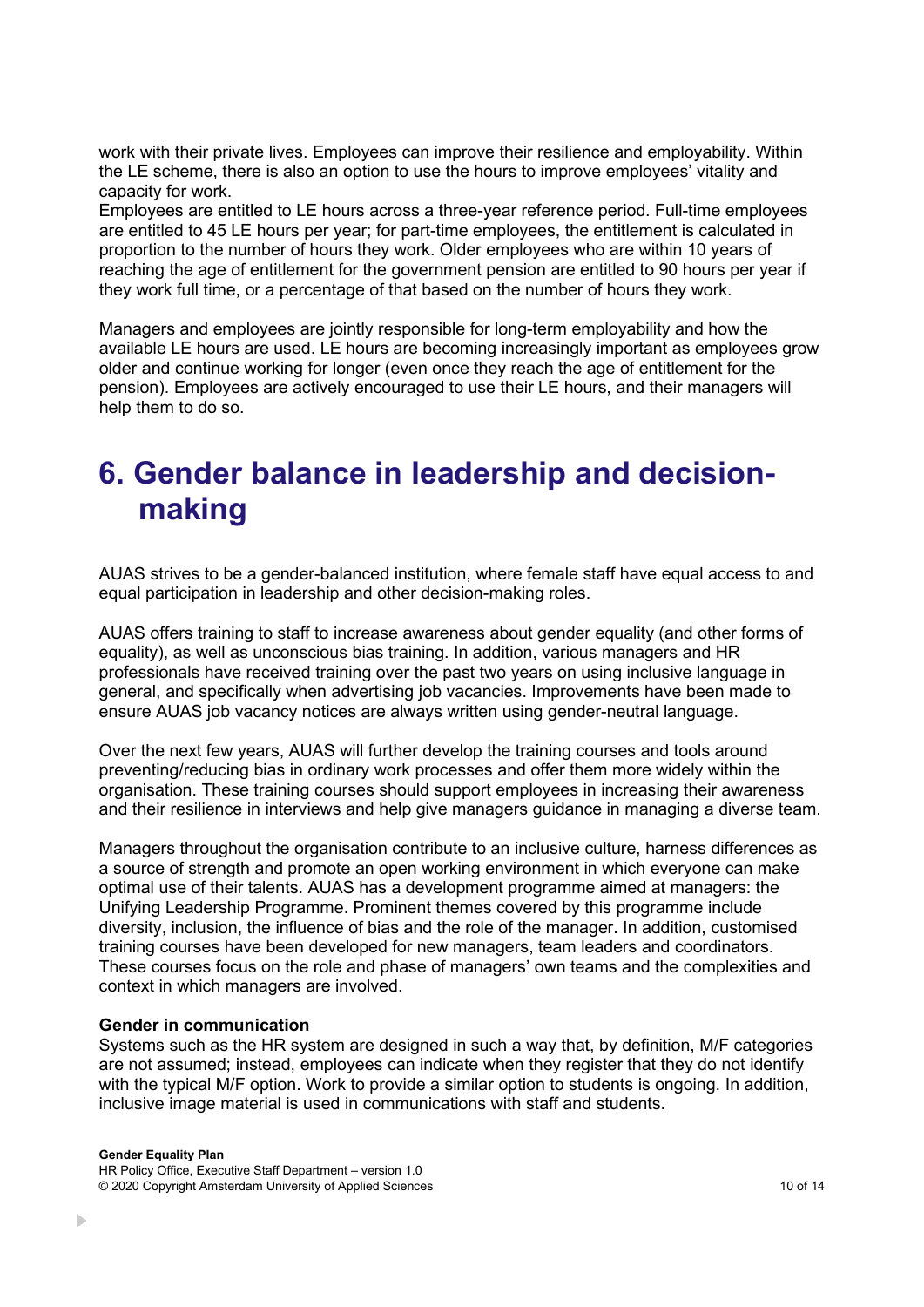work with their private lives. Employees can improve their resilience and employability. Within the LE scheme, there is also an option to use the hours to improve employees' vitality and capacity for work.
Employees are entitled to LE hours across a three-year reference period. Full-time employees are entitled to 45 LE hours per year; for part-time employees, the entitlement is calculated in proportion to the number of hours they work. Older employees who are within 10 years of reaching the age of entitlement for the government pension are entitled to 90 hours per year if they work full time, or a percentage of that based on the number of hours they work.

Managers and employees are jointly responsible for long-term employability and how the available LE hours are used. LE hours are becoming increasingly important as employees grow older and continue working for longer (even once they reach the age of entitlement for the pension). Employees are actively encouraged to use their LE hours, and their managers will help them to do so.

# 6. Gender balance in leadership and decision-making

AUAS strives to be a gender-balanced institution, where female staff have equal access to and equal participation in leadership and other decision-making roles.

AUAS offers training to staff to increase awareness about gender equality (and other forms of equality), as well as unconscious bias training. In addition, various managers and HR professionals have received training over the past two years on using inclusive language in general, and specifically when advertising job vacancies. Improvements have been made to ensure AUAS job vacancy notices are always written using gender-neutral language.

Over the next few years, AUAS will further develop the training courses and tools around preventing/reducing bias in ordinary work processes and offer them more widely within the organisation. These training courses should support employees in increasing their awareness and their resilience in interviews and help give managers guidance in managing a diverse team.

Managers throughout the organisation contribute to an inclusive culture, harness differences as a source of strength and promote an open working environment in which everyone can make optimal use of their talents. AUAS has a development programme aimed at managers: the Unifying Leadership Programme. Prominent themes covered by this programme include diversity, inclusion, the influence of bias and the role of the manager. In addition, customised training courses have been developed for new managers, team leaders and coordinators. These courses focus on the role and phase of managers' own teams and the complexities and context in which managers are involved.

**Gender in communication**
Systems such as the HR system are designed in such a way that, by definition, M/F categories are not assumed; instead, employees can indicate when they register that they do not identify with the typical M/F option. Work to provide a similar option to students is ongoing. In addition, inclusive image material is used in communications with staff and students.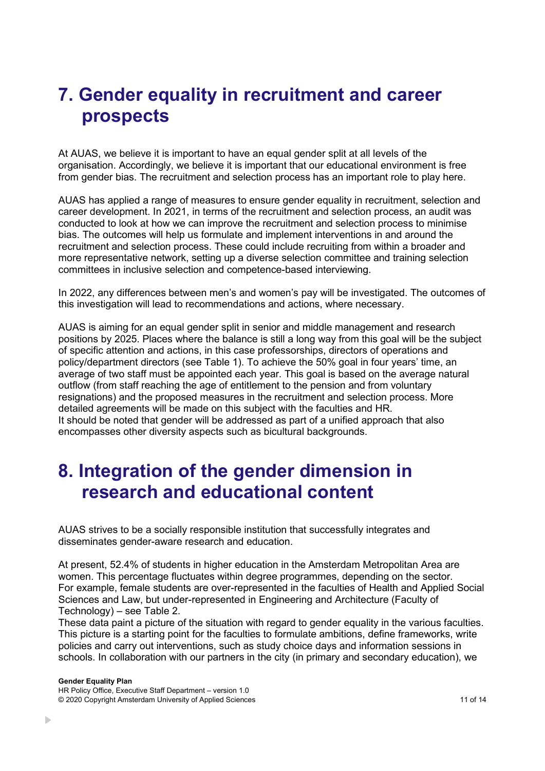# 7. Gender equality in recruitment and career prospects

At AUAS, we believe it is important to have an equal gender split at all levels of the organisation. Accordingly, we believe it is important that our educational environment is free from gender bias. The recruitment and selection process has an important role to play here.

AUAS has applied a range of measures to ensure gender equality in recruitment, selection and career development. In 2021, in terms of the recruitment and selection process, an audit was conducted to look at how we can improve the recruitment and selection process to minimise bias. The outcomes will help us formulate and implement interventions in and around the recruitment and selection process. These could include recruiting from within a broader and more representative network, setting up a diverse selection committee and training selection committees in inclusive selection and competence-based interviewing.

In 2022, any differences between men's and women's pay will be investigated. The outcomes of this investigation will lead to recommendations and actions, where necessary.

AUAS is aiming for an equal gender split in senior and middle management and research positions by 2025. Places where the balance is still a long way from this goal will be the subject of specific attention and actions, in this case professorships, directors of operations and policy/department directors (see Table 1). To achieve the 50% goal in four years' time, an average of two staff must be appointed each year. This goal is based on the average natural outflow (from staff reaching the age of entitlement to the pension and from voluntary resignations) and the proposed measures in the recruitment and selection process. More detailed agreements will be made on this subject with the faculties and HR.
It should be noted that gender will be addressed as part of a unified approach that also encompasses other diversity aspects such as bicultural backgrounds.

# 8. Integration of the gender dimension in research and educational content

AUAS strives to be a socially responsible institution that successfully integrates and disseminates gender-aware research and education.

At present, 52.4% of students in higher education in the Amsterdam Metropolitan Area are women. This percentage fluctuates within degree programmes, depending on the sector.
For example, female students are over-represented in the faculties of Health and Applied Social Sciences and Law, but under-represented in Engineering and Architecture (Faculty of Technology) – see Table 2.
These data paint a picture of the situation with regard to gender equality in the various faculties. This picture is a starting point for the faculties to formulate ambitions, define frameworks, write policies and carry out interventions, such as study choice days and information sessions in schools. In collaboration with our partners in the city (in primary and secondary education), we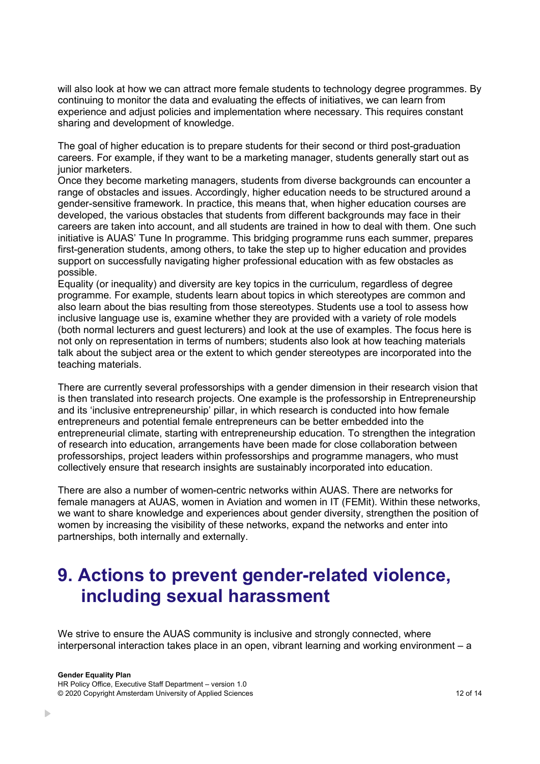will also look at how we can attract more female students to technology degree programmes. By continuing to monitor the data and evaluating the effects of initiatives, we can learn from experience and adjust policies and implementation where necessary. This requires constant sharing and development of knowledge.

The goal of higher education is to prepare students for their second or third post-graduation careers. For example, if they want to be a marketing manager, students generally start out as junior marketers.
Once they become marketing managers, students from diverse backgrounds can encounter a range of obstacles and issues. Accordingly, higher education needs to be structured around a gender-sensitive framework. In practice, this means that, when higher education courses are developed, the various obstacles that students from different backgrounds may face in their careers are taken into account, and all students are trained in how to deal with them. One such initiative is AUAS' Tune In programme. This bridging programme runs each summer, prepares first-generation students, among others, to take the step up to higher education and provides support on successfully navigating higher professional education with as few obstacles as possible.
Equality (or inequality) and diversity are key topics in the curriculum, regardless of degree programme. For example, students learn about topics in which stereotypes are common and also learn about the bias resulting from those stereotypes. Students use a tool to assess how inclusive language use is, examine whether they are provided with a variety of role models (both normal lecturers and guest lecturers) and look at the use of examples. The focus here is not only on representation in terms of numbers; students also look at how teaching materials talk about the subject area or the extent to which gender stereotypes are incorporated into the teaching materials.

There are currently several professorships with a gender dimension in their research vision that is then translated into research projects. One example is the professorship in Entrepreneurship and its 'inclusive entrepreneurship' pillar, in which research is conducted into how female entrepreneurs and potential female entrepreneurs can be better embedded into the entrepreneurial climate, starting with entrepreneurship education. To strengthen the integration of research into education, arrangements have been made for close collaboration between professorships, project leaders within professorships and programme managers, who must collectively ensure that research insights are sustainably incorporated into education.

There are also a number of women-centric networks within AUAS. There are networks for female managers at AUAS, women in Aviation and women in IT (FEMit). Within these networks, we want to share knowledge and experiences about gender diversity, strengthen the position of women by increasing the visibility of these networks, expand the networks and enter into partnerships, both internally and externally.

# 9. Actions to prevent gender-related violence, including sexual harassment

We strive to ensure the AUAS community is inclusive and strongly connected, where interpersonal interaction takes place in an open, vibrant learning and working environment – a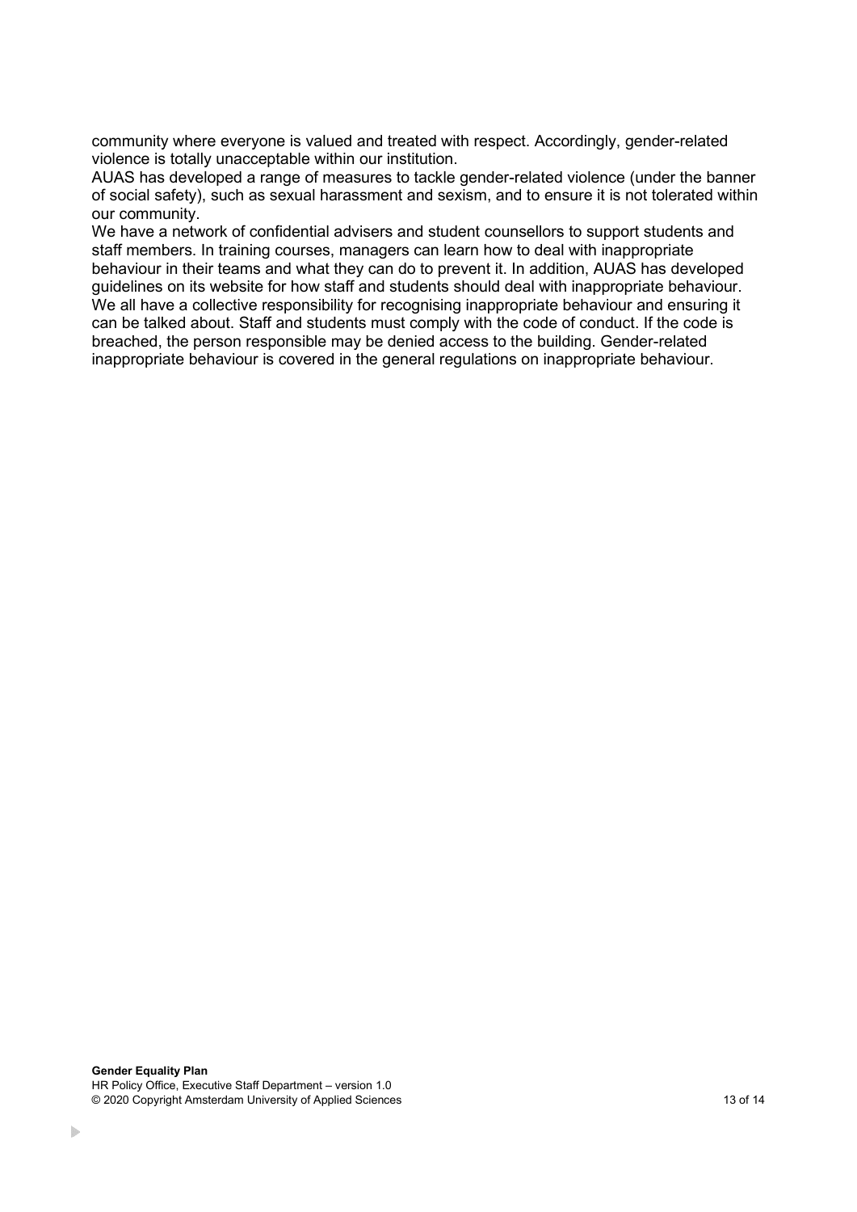community where everyone is valued and treated with respect. Accordingly, gender-related violence is totally unacceptable within our institution.

AUAS has developed a range of measures to tackle gender-related violence (under the banner of social safety), such as sexual harassment and sexism, and to ensure it is not tolerated within our community.

We have a network of confidential advisers and student counsellors to support students and staff members. In training courses, managers can learn how to deal with inappropriate behaviour in their teams and what they can do to prevent it. In addition, AUAS has developed guidelines on its website for how staff and students should deal with inappropriate behaviour. We all have a collective responsibility for recognising inappropriate behaviour and ensuring it can be talked about. Staff and students must comply with the code of conduct. If the code is breached, the person responsible may be denied access to the building. Gender-related inappropriate behaviour is covered in the general regulations on inappropriate behaviour.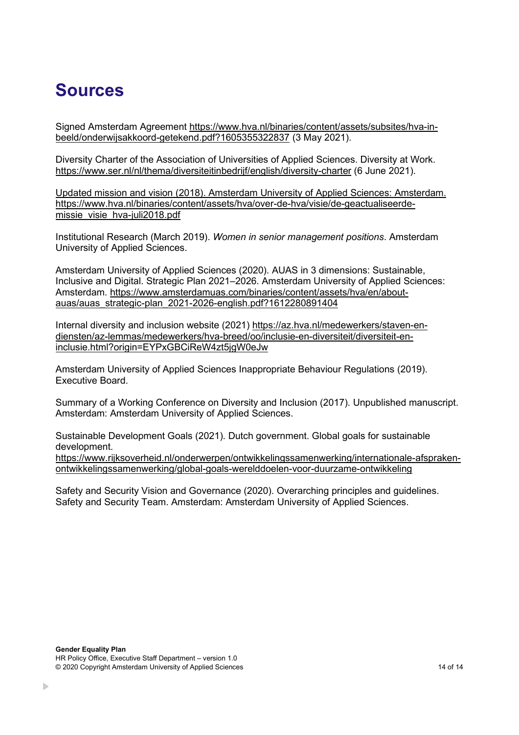# Sources

Signed Amsterdam Agreement https://www.hva.nl/binaries/content/assets/subsites/hva-in-beeld/onderwijsakkoord-getekend.pdf?1605355322837 (3 May 2021).

Diversity Charter of the Association of Universities of Applied Sciences. Diversity at Work. https://www.ser.nl/nl/thema/diversiteitinbedrijf/english/diversity-charter (6 June 2021).

Updated mission and vision (2018). Amsterdam University of Applied Sciences: Amsterdam. https://www.hva.nl/binaries/content/assets/hva/over-de-hva/visie/de-geactualiseerde-missie_visie_hva-juli2018.pdf

Institutional Research (March 2019). *Women in senior management positions*. Amsterdam University of Applied Sciences.

Amsterdam University of Applied Sciences (2020). AUAS in 3 dimensions: Sustainable, Inclusive and Digital. Strategic Plan 2021–2026. Amsterdam University of Applied Sciences: Amsterdam. https://www.amsterdamuas.com/binaries/content/assets/hva/en/about-auas/auas_strategic-plan_2021-2026-english.pdf?1612280891404

Internal diversity and inclusion website (2021) https://az.hva.nl/medewerkers/staven-en-diensten/az-lemmas/medewerkers/hva-breed/oo/inclusie-en-diversiteit/diversiteit-en-inclusie.html?origin=EYPxGBCiReW4zt5jgW0eJw

Amsterdam University of Applied Sciences Inappropriate Behaviour Regulations (2019). Executive Board.

Summary of a Working Conference on Diversity and Inclusion (2017). Unpublished manuscript. Amsterdam: Amsterdam University of Applied Sciences.

Sustainable Development Goals (2021). Dutch government. Global goals for sustainable development. https://www.rijksoverheid.nl/onderwerpen/ontwikkelingssamenwerking/internationale-afspraken-ontwikkelingssamenwerking/global-goals-werelddoelen-voor-duurzame-ontwikkeling

Safety and Security Vision and Governance (2020). Overarching principles and guidelines. Safety and Security Team. Amsterdam: Amsterdam University of Applied Sciences.